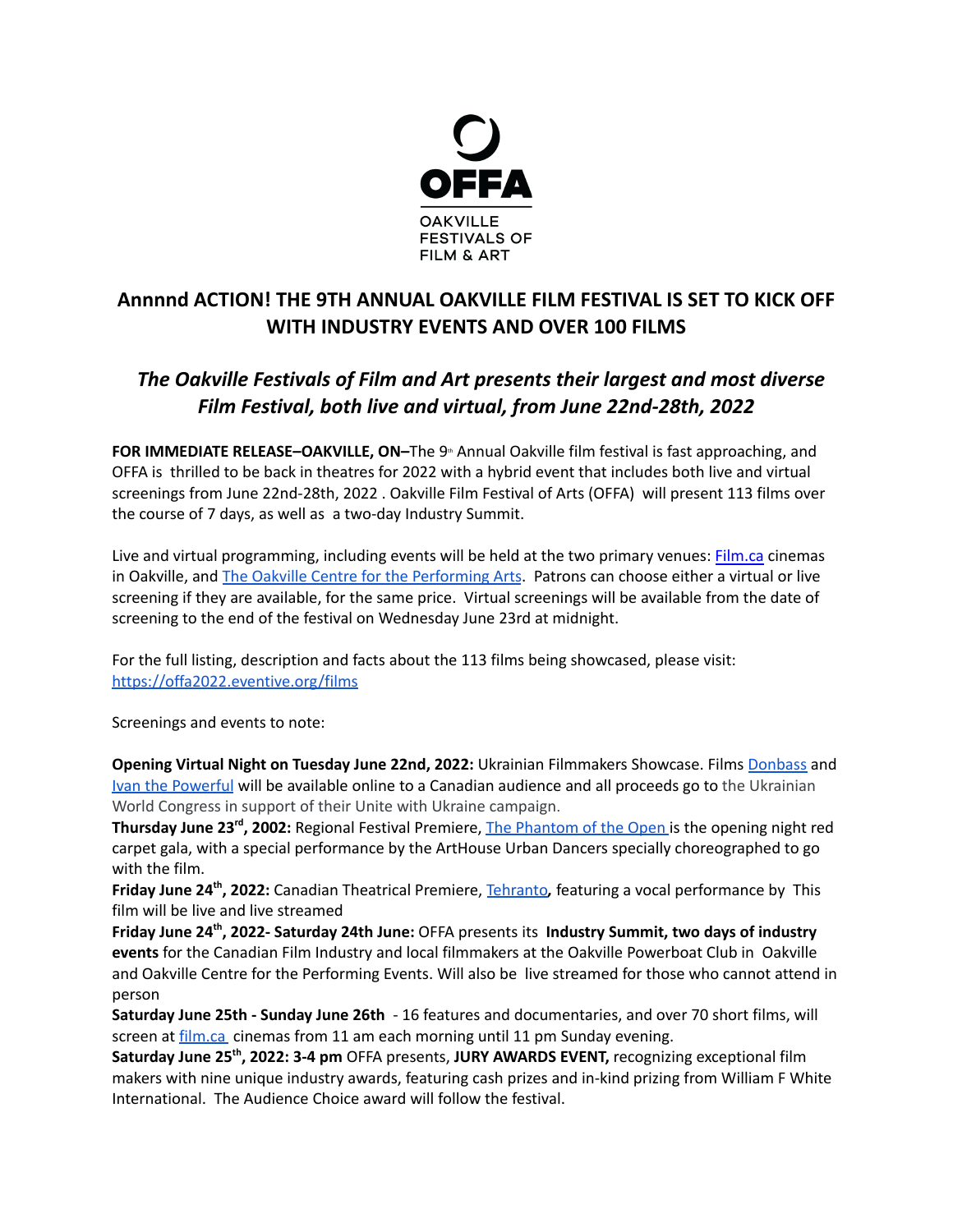OFFA

OAKVILLE FESTIVALS OF FILM & ART

# Annnnd ACTION! THE 9TH ANNUAL OAKVILLE FILM FESTIVAL IS SET TO KICK OFF WITH INDUSTRY EVENTS AND OVER 100 FILMS

## *The Oakville Festivals of Film and Art presents their largest and most diverse Film Festival, both live and virtual, from June 22nd-28th, 2022*

**FOR IMMEDIATE RELEASE–OAKVILLE, ON–**The 9th Annual Oakville film festival is fast approaching, and OFFA is thrilled to be back in theatres for 2022 with a hybrid event that includes both live and virtual screenings from June 22nd-28th, 2022 . Oakville Film Festival of Arts (OFFA) will present 113 films over the course of 7 days, as well as a two-day Industry Summit.

Live and virtual programming, including events will be held at the two primary venues: [Film.ca](Film.ca) cinemas in Oakville, and [The Oakville Centre for the Performing Arts](The Oakville Centre for the Performing Arts). Patrons can choose either a virtual or live screening if they are available, for the same price. Virtual screenings will be available from the date of screening to the end of the festival on Wednesday June 23rd at midnight.

For the full listing, description and facts about the 113 films being showcased, please visit: https://offa2022.eventive.org/films

Screenings and events to note:

**Opening Virtual Night on Tuesday June 22nd, 2022:** Ukrainian Filmmakers Showcase. Films Donbass and Ivan the Powerful will be available online to a Canadian audience and all proceeds go to the Ukrainian World Congress in support of their Unite with Ukraine campaign.
**Thursday June 23rd, 2002:** Regional Festival Premiere, The Phantom of the Open is the opening night red carpet gala, with a special performance by the ArtHouse Urban Dancers specially choreographed to go with the film.
**Friday June 24th, 2022:** Canadian Theatrical Premiere, Tehranto**,** featuring a vocal performance by This film will be live and live streamed
**Friday June 24th, 2022- Saturday 24th June:** OFFA presents its **Industry Summit, two days of industry events** for the Canadian Film Industry and local filmmakers at the Oakville Powerboat Club in Oakville and Oakville Centre for the Performing Events. Will also be live streamed for those who cannot attend in person
**Saturday June 25th - Sunday June 26th** - 16 features and documentaries, and over 70 short films, will screen at film.ca cinemas from 11 am each morning until 11 pm Sunday evening.
**Saturday June 25th, 2022: 3-4 pm** OFFA presents, **JURY AWARDS EVENT,** recognizing exceptional film makers with nine unique industry awards, featuring cash prizes and in-kind prizing from William F White International. The Audience Choice award will follow the festival.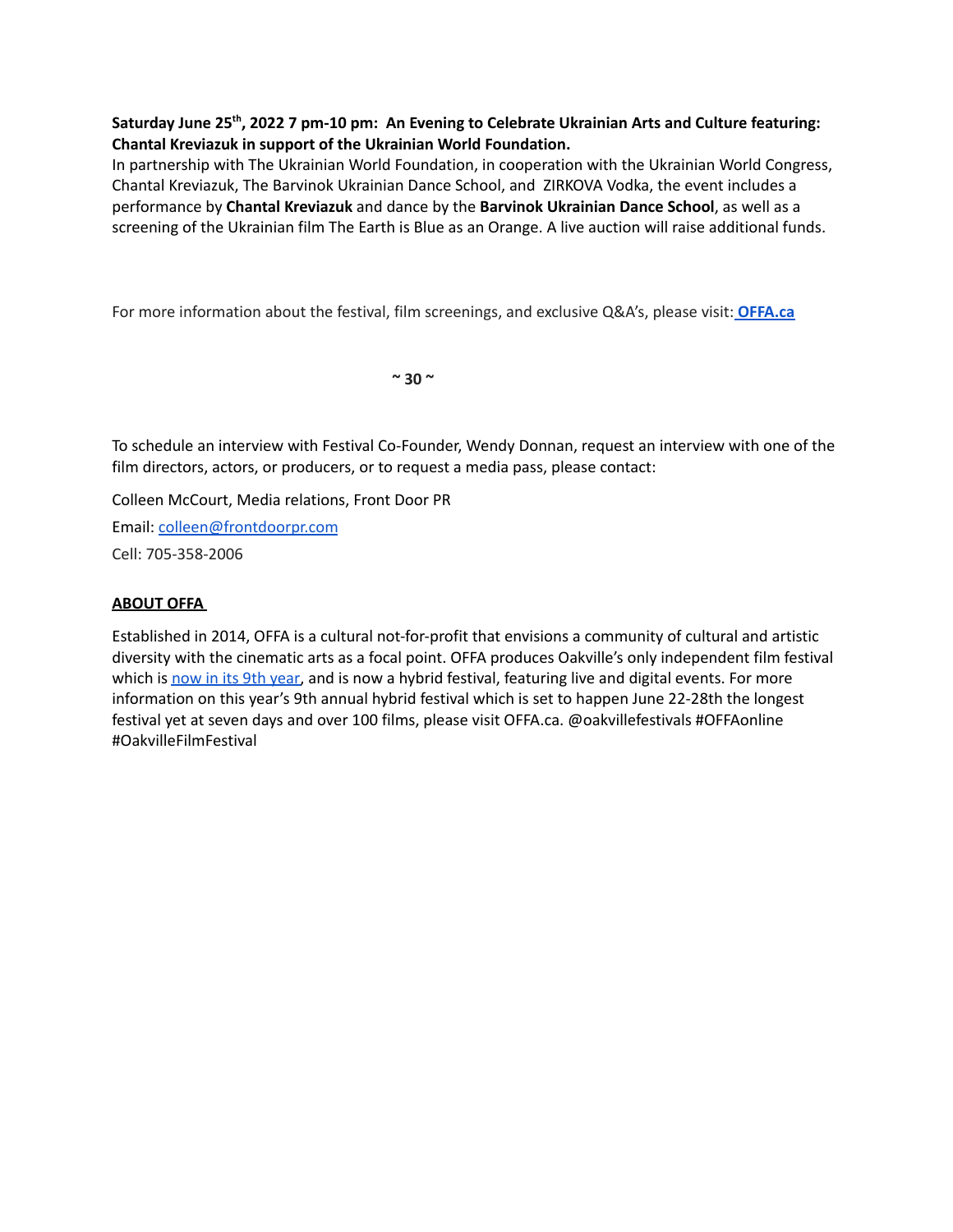**Saturday June 25th, 2022 7 pm-10 pm: An Evening to Celebrate Ukrainian Arts and Culture featuring: Chantal Kreviazuk in support of the Ukrainian World Foundation.**
In partnership with The Ukrainian World Foundation, in cooperation with the Ukrainian World Congress, Chantal Kreviazuk, The Barvinok Ukrainian Dance School, and ZIRKOVA Vodka, the event includes a performance by **Chantal Kreviazuk** and dance by the **Barvinok Ukrainian Dance School**, as well as a screening of the Ukrainian film The Earth is Blue as an Orange. A live auction will raise additional funds.

For more information about the festival, film screenings, and exclusive Q&A's, please visit: **[OFFA.ca](OFFA.ca)**

**~ 30 ~**

To schedule an interview with Festival Co-Founder, Wendy Donnan, request an interview with one of the film directors, actors, or producers, or to request a media pass, please contact:

Colleen McCourt, Media relations, Front Door PR

Email: colleen@frontdoorpr.com

Cell: 705-358-2006

**ABOUT OFFA**

Established in 2014, OFFA is a cultural not-for-profit that envisions a community of cultural and artistic diversity with the cinematic arts as a focal point. OFFA produces Oakville's only independent film festival which is now in its 9th year, and is now a hybrid festival, featuring live and digital events. For more information on this year's 9th annual hybrid festival which is set to happen June 22-28th the longest festival yet at seven days and over 100 films, please visit OFFA.ca. @oakvillefestivals #OFFAonline #OakvilleFilmFestival